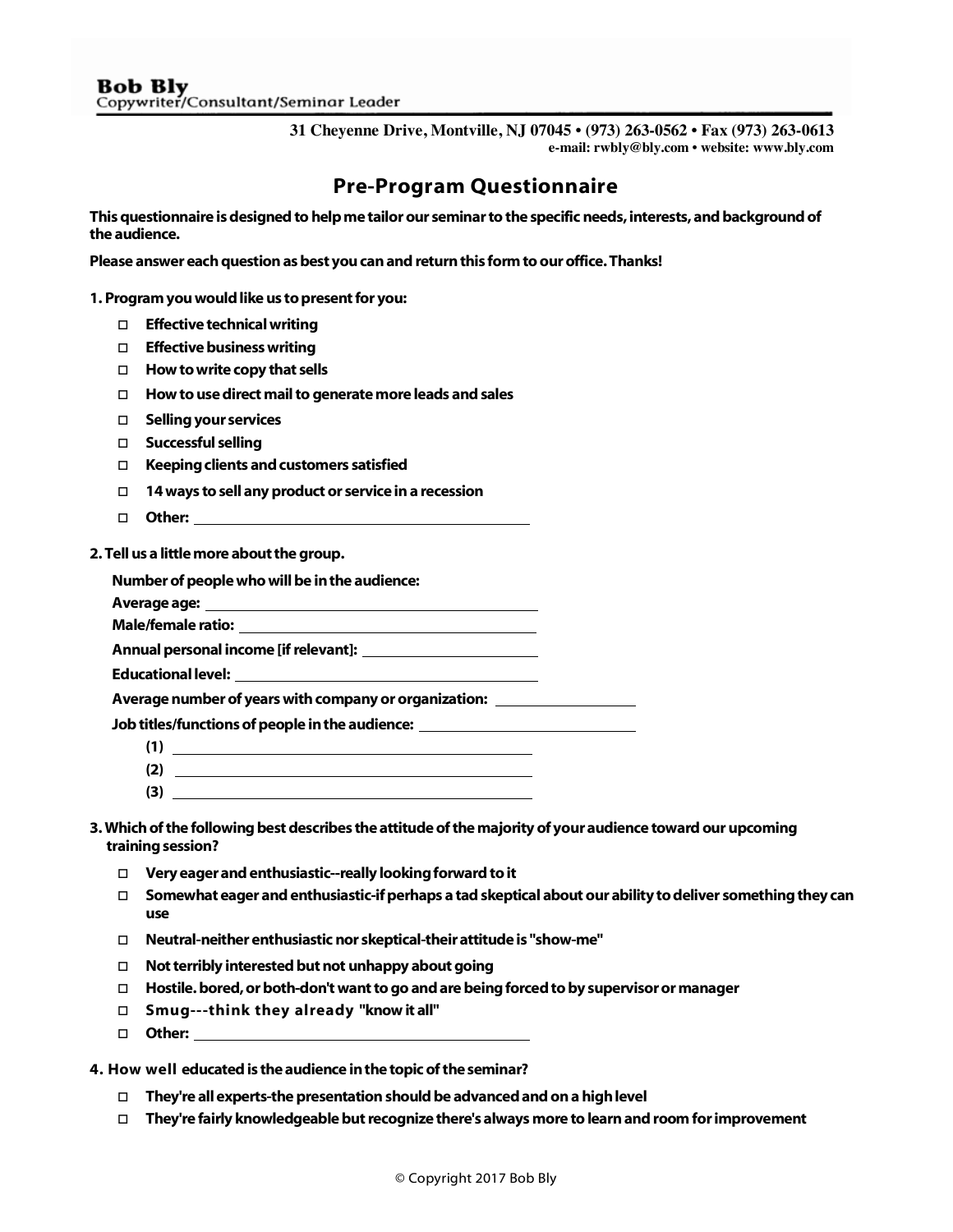**Bob Bly**
Copywriter/Consultant/Seminar Leader

31 Cheyenne Drive, Montville, NJ 07045 • (973) 263-0562 • Fax (973) 263-0613
e-mail: rwbly@bly.com • website: www.bly.com

# Pre-Program Questionnaire

**This questionnaire is designed to help me tailor our seminar to the specific needs, interests, and background of the audience.**

**Please answer each question as best you can and return this form to our office. Thanks!**

**1. Program you would like us to present for you:**

- ☐ Effective technical writing
- ☐ Effective business writing
- ☐ How to write copy that sells
- ☐ How to use direct mail to generate more leads and sales
- ☐ Selling your services
- ☐ Successful selling
- ☐ Keeping clients and customers satisfied
- ☐ 14 ways to sell any product or service in a recession
- ☐ Other: ______________________________

**2. Tell us a little more about the group.**

Number of people who will be in the audience:

Average age: ______________________________

Male/female ratio: ______________________________

Annual personal income [if relevant]: ____________________

Educational level: ______________________________

Average number of years with company or organization: ______________

Job titles/functions of people in the audience: ____________________

(1) ______________________________

(2) ______________________________

(3) ______________________________

**3. Which of the following best describes the attitude of the majority of your audience toward our upcoming training session?**

- ☐ Very eager and enthusiastic--really looking forward to it
- ☐ Somewhat eager and enthusiastic-if perhaps a tad skeptical about our ability to deliver something they can use
- ☐ Neutral-neither enthusiastic nor skeptical-their attitude is "show-me"
- ☐ Not terribly interested but not unhappy about going
- ☐ Hostile. bored, or both-don't want to go and are being forced to by supervisor or manager
- ☐ Smug---think they already "know it all"
- ☐ Other: ______________________________

**4. How well educated is the audience in the topic of the seminar?**

- ☐ They're all experts-the presentation should be advanced and on a high level
- ☐ They're fairly knowledgeable but recognize there's always more to learn and room for improvement

© Copyright 2017 Bob Bly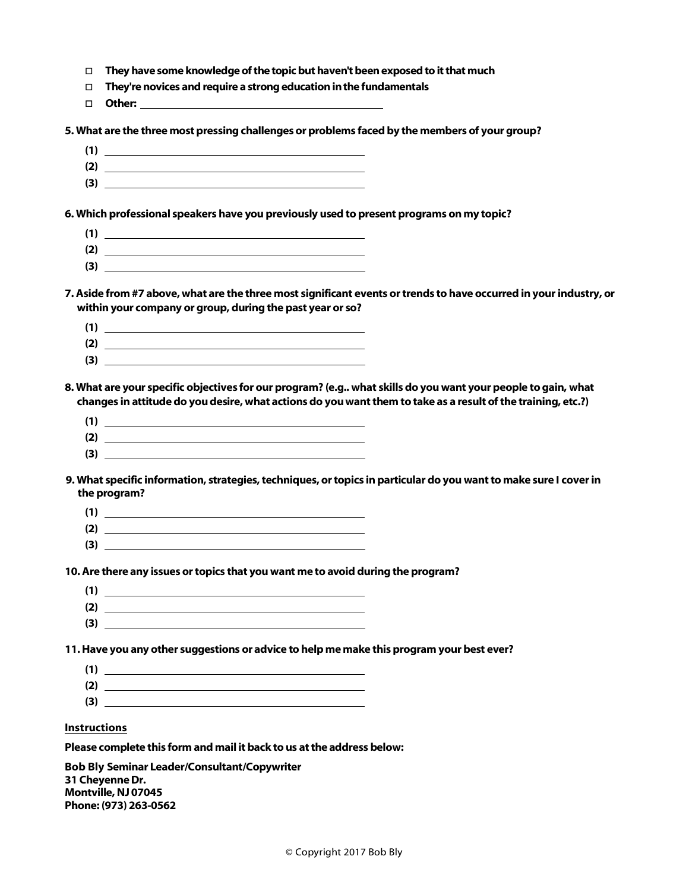- ☐ **They have some knowledge of the topic but haven't been exposed to it that much**
- ☐ **They're novices and require a strong education in the fundamentals**
- ☐ **Other: ______________________________**

**5. What are the three most pressing challenges or problems faced by the members of your group?**

**(1)** ______________________________
**(2)** ______________________________
**(3)** ______________________________

**6. Which professional speakers have you previously used to present programs on my topic?**

**(1)** ______________________________
**(2)** ______________________________
**(3)** ______________________________

**7. Aside from #7 above, what are the three most significant events or trends to have occurred in your industry, or within your company or group, during the past year or so?**

**(1)** ______________________________
**(2)** ______________________________
**(3)** ______________________________

**8. What are your specific objectives for our program? (e.g.. what skills do you want your people to gain, what changes in attitude do you desire, what actions do you want them to take as a result of the training, etc.?)**

**(1)** ______________________________
**(2)** ______________________________
**(3)** ______________________________

**9. What specific information, strategies, techniques, or topics in particular do you want to make sure I cover in the program?**

**(1)** ______________________________
**(2)** ______________________________
**(3)** ______________________________

**10. Are there any issues or topics that you want me to avoid during the program?**

**(1)** ______________________________
**(2)** ______________________________
**(3)** ______________________________

**11. Have you any other suggestions or advice to help me make this program your best ever?**

**(1)** ______________________________
**(2)** ______________________________
**(3)** ______________________________

**Instructions**

**Please complete this form and mail it back to us at the address below:**

**Bob Bly Seminar Leader/Consultant/Copywriter**
**31 Cheyenne Dr.**
**Montville, NJ 07045**
**Phone: (973) 263-0562**

© Copyright 2017 Bob Bly